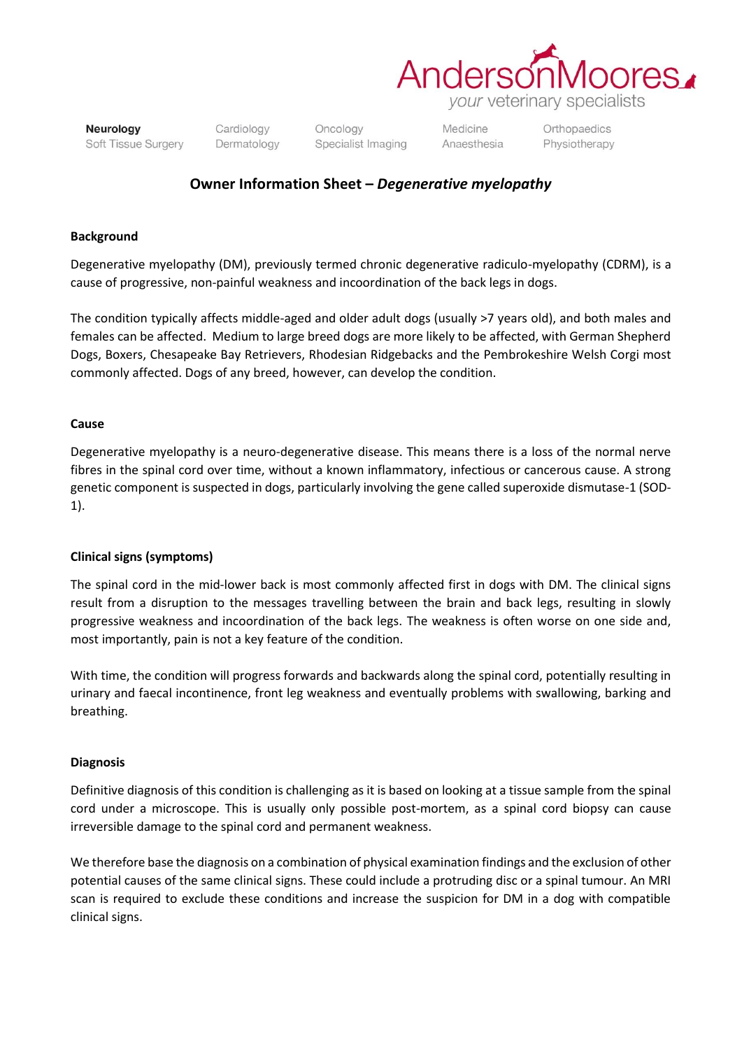AndersonMoores

your veterinary specialists

**Neurology** | Cardiology | Oncology | Medicine | Orthopaedics
Soft Tissue Surgery | Dermatology | Specialist Imaging | Anaesthesia | Physiotherapy

# Owner Information Sheet – *Degenerative myelopathy*

## Background

Degenerative myelopathy (DM), previously termed chronic degenerative radiculo-myelopathy (CDRM), is a cause of progressive, non-painful weakness and incoordination of the back legs in dogs.

The condition typically affects middle-aged and older adult dogs (usually >7 years old), and both males and females can be affected. Medium to large breed dogs are more likely to be affected, with German Shepherd Dogs, Boxers, Chesapeake Bay Retrievers, Rhodesian Ridgebacks and the Pembrokeshire Welsh Corgi most commonly affected. Dogs of any breed, however, can develop the condition.

## Cause

Degenerative myelopathy is a neuro-degenerative disease. This means there is a loss of the normal nerve fibres in the spinal cord over time, without a known inflammatory, infectious or cancerous cause. A strong genetic component is suspected in dogs, particularly involving the gene called superoxide dismutase-1 (SOD-1).

## Clinical signs (symptoms)

The spinal cord in the mid-lower back is most commonly affected first in dogs with DM. The clinical signs result from a disruption to the messages travelling between the brain and back legs, resulting in slowly progressive weakness and incoordination of the back legs. The weakness is often worse on one side and, most importantly, pain is not a key feature of the condition.

With time, the condition will progress forwards and backwards along the spinal cord, potentially resulting in urinary and faecal incontinence, front leg weakness and eventually problems with swallowing, barking and breathing.

## Diagnosis

Definitive diagnosis of this condition is challenging as it is based on looking at a tissue sample from the spinal cord under a microscope. This is usually only possible post-mortem, as a spinal cord biopsy can cause irreversible damage to the spinal cord and permanent weakness.

We therefore base the diagnosis on a combination of physical examination findings and the exclusion of other potential causes of the same clinical signs. These could include a protruding disc or a spinal tumour. An MRI scan is required to exclude these conditions and increase the suspicion for DM in a dog with compatible clinical signs.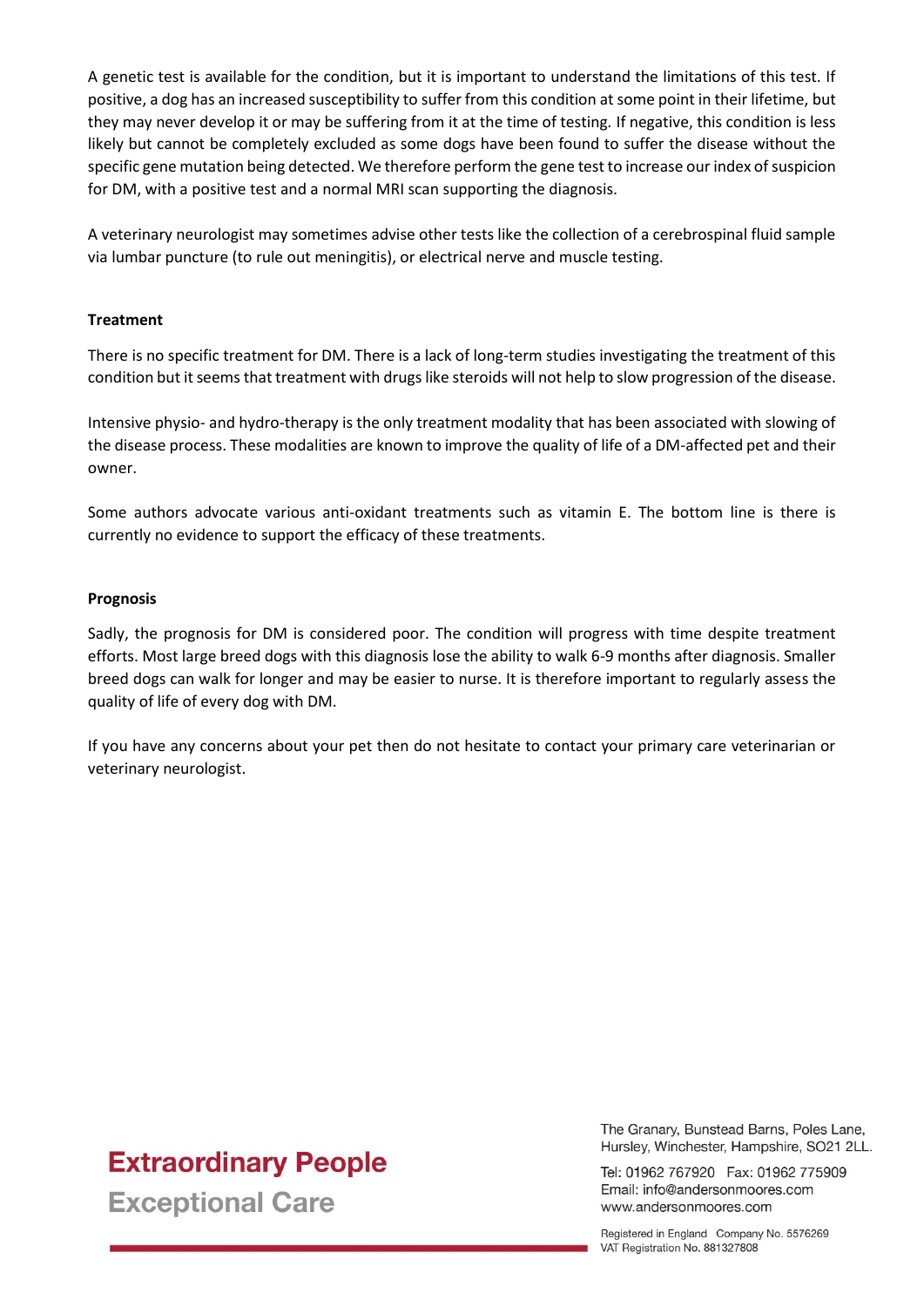A genetic test is available for the condition, but it is important to understand the limitations of this test. If positive, a dog has an increased susceptibility to suffer from this condition at some point in their lifetime, but they may never develop it or may be suffering from it at the time of testing. If negative, this condition is less likely but cannot be completely excluded as some dogs have been found to suffer the disease without the specific gene mutation being detected. We therefore perform the gene test to increase our index of suspicion for DM, with a positive test and a normal MRI scan supporting the diagnosis.

A veterinary neurologist may sometimes advise other tests like the collection of a cerebrospinal fluid sample via lumbar puncture (to rule out meningitis), or electrical nerve and muscle testing.

**Treatment**

There is no specific treatment for DM. There is a lack of long-term studies investigating the treatment of this condition but it seems that treatment with drugs like steroids will not help to slow progression of the disease.

Intensive physio- and hydro-therapy is the only treatment modality that has been associated with slowing of the disease process. These modalities are known to improve the quality of life of a DM-affected pet and their owner.

Some authors advocate various anti-oxidant treatments such as vitamin E. The bottom line is there is currently no evidence to support the efficacy of these treatments.

**Prognosis**

Sadly, the prognosis for DM is considered poor. The condition will progress with time despite treatment efforts. Most large breed dogs with this diagnosis lose the ability to walk 6-9 months after diagnosis. Smaller breed dogs can walk for longer and may be easier to nurse. It is therefore important to regularly assess the quality of life of every dog with DM.

If you have any concerns about your pet then do not hesitate to contact your primary care veterinarian or veterinary neurologist.

**Extraordinary People**
**Exceptional Care**

The Granary, Bunstead Barns, Poles Lane, Hursley, Winchester, Hampshire, SO21 2LL.

Tel: 01962 767920 Fax: 01962 775909
Email: info@andersonmoores.com
www.andersonmoores.com

Registered in England Company No. 5576269
VAT Registration No. 881327808